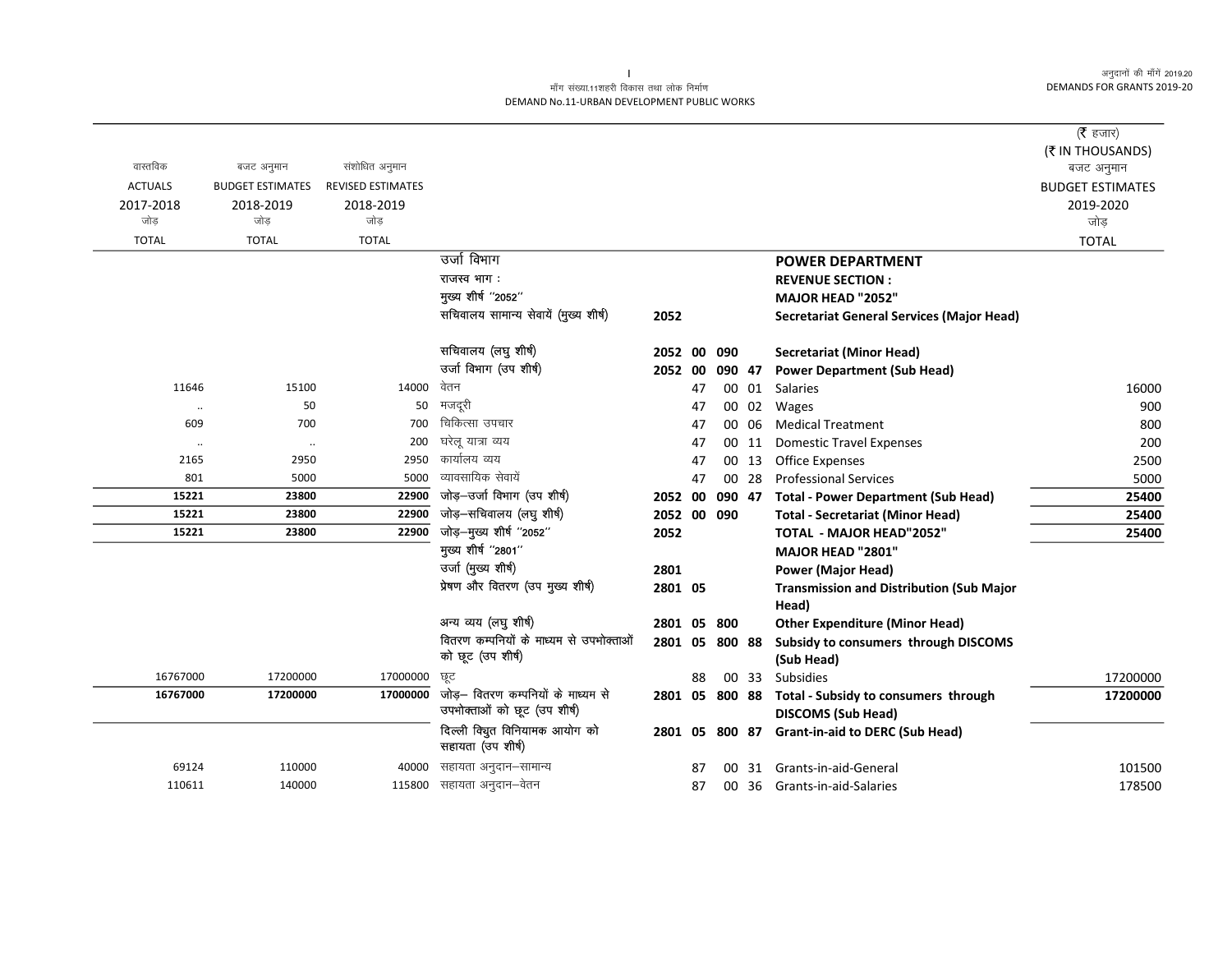मॉंग संख्या.11शहरी विकास तथा लोक निर्माण
DEMAND No.11-URBAN DEVELOPMENT PUBLIC WORKS

(₹ हजार)
(₹ IN THOUSANDS)

| वास्तविक ACTUALS 2017-2018 जोड़ TOTAL | बजट अनुमान BUDGET ESTIMATES 2018-2019 जोड़ TOTAL | संशोधित अनुमान REVISED ESTIMATES 2018-2019 जोड़ TOTAL | | | | | | | बजट अनुमान BUDGET ESTIMATES 2019-2020 जोड़ TOTAL |
|---|---|---|---|---|---|---|---|---|---|
| | | | उर्जा विभाग | | | | | **POWER DEPARTMENT** | |
| | | | राजस्व भाग : | | | | | **REVENUE SECTION :** | |
| | | | मुख्य शीर्ष ''2052'' | | | | | **MAJOR HEAD "2052"** | |
| | | | सचिवालय सामान्य सेवायें (मुख्य शीर्ष) | **2052** | | | | **Secretariat General Services (Major Head)** | |
| | | | सचिवालय (लघु शीर्ष) | **2052** | **00** | **090** | | **Secretariat (Minor Head)** | |
| | | | उर्जा विभाग (उप शीर्ष) | **2052** | **00** | **090** | **47** | **Power Department (Sub Head)** | |
| 11646 | 15100 | 14000 | वेतन | | 47 | 00 | 01 | Salaries | 16000 |
| .. | 50 | 50 | मजदूरी | | 47 | 00 | 02 | Wages | 900 |
| 609 | 700 | 700 | चिकित्सा उपचार | | 47 | 00 | 06 | Medical Treatment | 800 |
| .. | .. | 200 | घरेलू यात्रा व्यय | | 47 | 00 | 11 | Domestic Travel Expenses | 200 |
| 2165 | 2950 | 2950 | कार्यालय व्यय | | 47 | 00 | 13 | Office Expenses | 2500 |
| 801 | 5000 | 5000 | व्यावसायिक सेवायें | | 47 | 00 | 28 | Professional Services | 5000 |
| **15221** | **23800** | **22900** | जोड़–उर्जा विभाग (उप शीर्ष) | **2052** | **00** | **090** | **47** | **Total - Power Department (Sub Head)** | **25400** |
| **15221** | **23800** | **22900** | जोड़–सचिवालय (लघु शीर्ष) | **2052** | **00** | **090** | | **Total - Secretariat (Minor Head)** | **25400** |
| **15221** | **23800** | **22900** | जोड़–मुख्य शीर्ष ''2052'' | **2052** | | | | **TOTAL - MAJOR HEAD"2052"** | **25400** |
| | | | मुख्य शीर्ष ''2801'' | | | | | **MAJOR HEAD "2801"** | |
| | | | उर्जा (मुख्य शीर्ष) | **2801** | | | | **Power (Major Head)** | |
| | | | प्रेषण और वितरण (उप मुख्य शीर्ष) | **2801** | **05** | | | **Transmission and Distribution (Sub Major Head)** | |
| | | | अन्य व्यय (लघु शीर्ष) | **2801** | **05** | **800** | | **Other Expenditure (Minor Head)** | |
| | | | वितरण कम्पनियों के माध्यम से उपभोक्ताओं को छूट (उप शीर्ष) | **2801** | **05** | **800** | **88** | **Subsidy to consumers through DISCOMS (Sub Head)** | |
| 16767000 | 17200000 | 17000000 | छूट | | 88 | 00 | 33 | Subsidies | 17200000 |
| **16767000** | **17200000** | **17000000** | जोड़– वितरण कम्पनियों के माध्यम से उपभोक्ताओं को छूट (उप शीर्ष) | **2801** | **05** | **800** | **88** | **Total - Subsidy to consumers through DISCOMS (Sub Head)** | **17200000** |
| | | | दिल्ली विद्युत विनियामक आयोग को सहायता (उप शीर्ष) | **2801** | **05** | **800** | **87** | **Grant-in-aid to DERC (Sub Head)** | |
| 69124 | 110000 | 40000 | सहायता अनुदान–सामान्य | | 87 | 00 | 31 | Grants-in-aid-General | 101500 |
| 110611 | 140000 | 115800 | सहायता अनुदान–वेतन | | 87 | 00 | 36 | Grants-in-aid-Salaries | 178500 |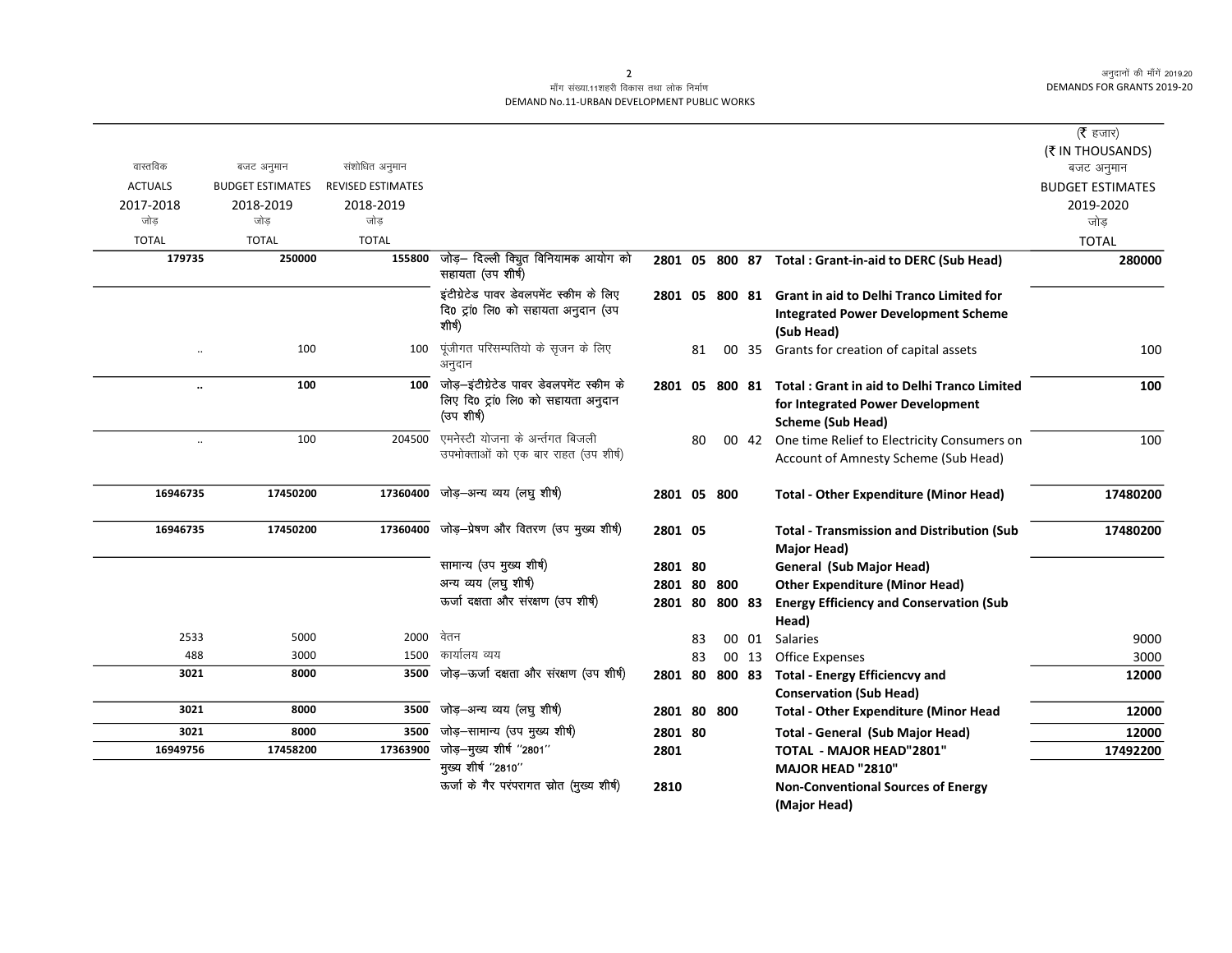माँग संख्या.11शहरी विकास तथा लोक निर्माण
DEMAND No.11-URBAN DEVELOPMENT PUBLIC WORKS

अनुदानों की माँगें 2019.20
DEMANDS FOR GRANTS 2019-20

| वास्तविक ACTUALS 2017-2018 जोड़ TOTAL | बजट अनुमान BUDGET ESTIMATES 2018-2019 जोड़ TOTAL | संशोधित अनुमान REVISED ESTIMATES 2018-2019 जोड़ TOTAL | | | | | | | (₹ हजार) (₹ IN THOUSANDS) बजट अनुमान BUDGET ESTIMATES 2019-2020 जोड़ TOTAL |
|---|---|---|---|---|---|---|---|---|---|
| **179735** | **250000** | **155800** | जोड़– दिल्ली विद्युत विनियामक आयोग को सहायता (उप शीर्ष) | 2801 | 05 | 800 | 87 | **Total : Grant-in-aid to DERC (Sub Head)** | **280000** |
| | | | इंटीग्रेटेड पावर डेवलपमेंट स्कीम के लिए दि0 ट्रां0 लि0 को सहायता अनुदान (उप शीर्ष) | 2801 | 05 | 800 | 81 | **Grant in aid to Delhi Tranco Limited for Integrated Power Development Scheme (Sub Head)** | |
| .. | 100 | 100 | पूंजीगत परिसम्पतियो के सृजन के लिए अनुदान | | 81 | 00 | 35 | Grants for creation of capital assets | 100 |
| **..** | **100** | **100** | जोड़–इंटीग्रेटेड पावर डेवलपमेंट स्कीम के लिए दि0 ट्रां0 लि0 को सहायता अनुदान (उप शीर्ष) | 2801 | 05 | 800 | 81 | **Total : Grant in aid to Delhi Tranco Limited for Integrated Power Development Scheme (Sub Head)** | **100** |
| .. | 100 | 204500 | एमनेस्टी योजना के अर्न्तगत बिजली उपभोक्ताओं को एक बार राहत (उप शीर्ष) | | 80 | 00 | 42 | One time Relief to Electricity Consumers on Account of Amnesty Scheme (Sub Head) | 100 |
| **16946735** | **17450200** | **17360400** | जोड़–अन्य व्यय (लघु शीर्ष) | 2801 | 05 | 800 | | **Total - Other Expenditure (Minor Head)** | **17480200** |
| **16946735** | **17450200** | **17360400** | जोड़–प्रेषण और वितरण (उप मुख्य शीर्ष) | 2801 | 05 | | | **Total - Transmission and Distribution (Sub Major Head)** | **17480200** |
| | | | सामान्य (उप मुख्य शीर्ष) | 2801 | 80 | | | **General (Sub Major Head)** | |
| | | | अन्य व्यय (लघु शीर्ष) | 2801 | 80 | 800 | | **Other Expenditure (Minor Head)** | |
| | | | ऊर्जा दक्षता और संरक्षण (उप शीर्ष) | 2801 | 80 | 800 | 83 | **Energy Efficiency and Conservation (Sub Head)** | |
| 2533 | 5000 | 2000 | वेतन | | 83 | 00 | 01 | Salaries | 9000 |
| 488 | 3000 | 1500 | कार्यालय व्यय | | 83 | 00 | 13 | Office Expenses | 3000 |
| **3021** | **8000** | **3500** | जोड़–ऊर्जा दक्षता और संरक्षण (उप शीर्ष) | 2801 | 80 | 800 | 83 | **Total - Energy Efficiencvy and Conservation (Sub Head)** | **12000** |
| **3021** | **8000** | **3500** | जोड़–अन्य व्यय (लघु शीर्ष) | 2801 | 80 | 800 | | **Total - Other Expenditure (Minor Head** | **12000** |
| **3021** | **8000** | **3500** | जोड़–सामान्य (उप मुख्य शीर्ष) | 2801 | 80 | | | **Total - General (Sub Major Head)** | **12000** |
| **16949756** | **17458200** | **17363900** | जोड़–मुख्य शीर्ष "2801" | 2801 | | | | **TOTAL - MAJOR HEAD"2801"** | **17492200** |
| | | | मुख्य शीर्ष "2810" | | | | | **MAJOR HEAD "2810"** | |
| | | | ऊर्जा के गैर परंपरागत स्रोत (मुख्य शीर्ष) | 2810 | | | | **Non-Conventional Sources of Energy (Major Head)** | |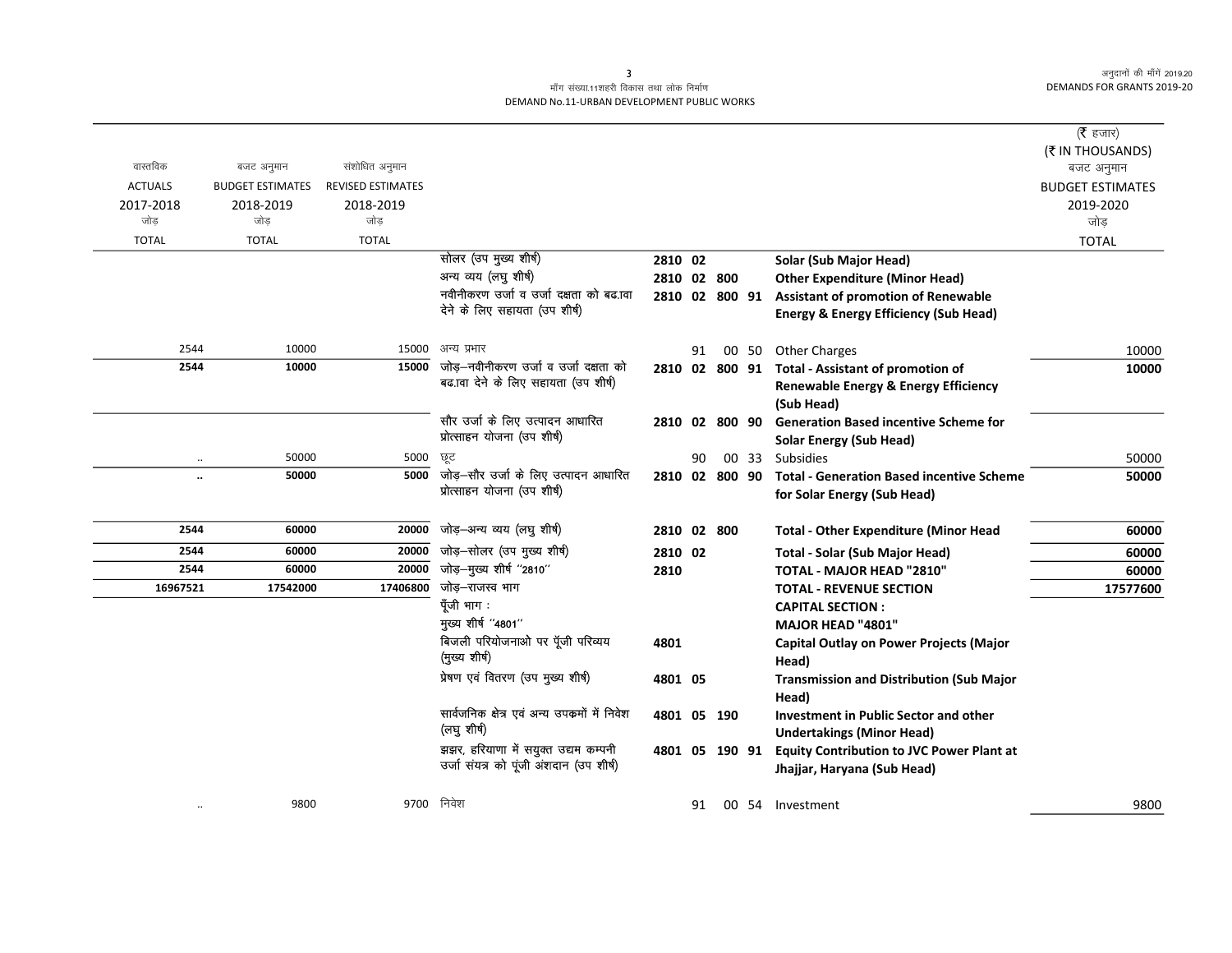माँग संख्या.11शहरी विकास तथा लोक निर्माण
DEMAND No.11-URBAN DEVELOPMENT PUBLIC WORKS

(₹ हजार)
(₹ IN THOUSANDS)

| वास्तविक ACTUALS 2017-2018 जोड़ TOTAL | बजट अनुमान BUDGET ESTIMATES 2018-2019 जोड़ TOTAL | संशोधित अनुमान REVISED ESTIMATES 2018-2019 जोड़ TOTAL | | | | | | | बजट अनुमान BUDGET ESTIMATES 2019-2020 जोड़ TOTAL |
|---|---|---|---|---|---|---|---|---|---|
| | | | सोलर (उप मुख्य शीर्ष) | 2810 | 02 | | | **Solar (Sub Major Head)** | |
| | | | अन्य व्यय (लघु शीर्ष) | 2810 | 02 | 800 | | **Other Expenditure (Minor Head)** | |
| | | | नवीनीकरण उर्जा व उर्जा दक्षता को बढ़ावा देने के लिए सहायता (उप शीर्ष) | 2810 | 02 | 800 | 91 | **Assistant of promotion of Renewable Energy & Energy Efficiency (Sub Head)** | |
| 2544 | 10000 | 15000 | अन्य प्रभार | | 91 | 00 | 50 | Other Charges | 10000 |
| **2544** | **10000** | **15000** | जोड़–नवीनीकरण उर्जा व उर्जा दक्षता को बढ़ावा देने के लिए सहायता (उप शीर्ष) | 2810 | 02 | 800 | 91 | **Total - Assistant of promotion of Renewable Energy & Energy Efficiency (Sub Head)** | **10000** |
| | | | सौर उर्जा के लिए उत्पादन आधारित प्रोत्साहन योजना (उप शीर्ष) | 2810 | 02 | 800 | 90 | **Generation Based incentive Scheme for Solar Energy (Sub Head)** | |
| .. | 50000 | 5000 | छूट | | 90 | 00 | 33 | Subsidies | 50000 |
| **..** | **50000** | **5000** | जोड़–सौर उर्जा के लिए उत्पादन आधारित प्रोत्साहन योजना (उप शीर्ष) | 2810 | 02 | 800 | 90 | **Total - Generation Based incentive Scheme for Solar Energy (Sub Head)** | **50000** |
| **2544** | **60000** | **20000** | जोड़–अन्य व्यय (लघु शीर्ष) | 2810 | 02 | 800 | | **Total - Other Expenditure (Minor Head** | **60000** |
| **2544** | **60000** | **20000** | जोड़–सोलर (उप मुख्य शीर्ष) | 2810 | 02 | | | **Total - Solar (Sub Major Head)** | **60000** |
| **2544** | **60000** | **20000** | जोड़–मुख्य शीर्ष "2810" | 2810 | | | | **TOTAL - MAJOR HEAD "2810"** | **60000** |
| **16967521** | **17542000** | **17406800** | जोड़–राजस्व भाग | | | | | **TOTAL - REVENUE SECTION** | **17577600** |
| | | | पूँजी भाग : | | | | | **CAPITAL SECTION :** | |
| | | | मुख्य शीर्ष "4801" | | | | | **MAJOR HEAD "4801"** | |
| | | | बिजली परियोजनाओ पर पूँजी परिव्यय (मुख्य शीर्ष) | 4801 | | | | **Capital Outlay on Power Projects (Major Head)** | |
| | | | प्रेषण एवं वितरण (उप मुख्य शीर्ष) | 4801 | 05 | | | **Transmission and Distribution (Sub Major Head)** | |
| | | | सार्वजनिक क्षेत्र एवं अन्य उपक्रमों में निवेश (लघु शीर्ष) | 4801 | 05 | 190 | | **Investment in Public Sector and other Undertakings (Minor Head)** | |
| | | | झझर, हरियाणा में सयुक्त उद्यम कम्पनी उर्जा संयत्र को पूंजी अंशदान (उप शीर्ष) | 4801 | 05 | 190 | 91 | **Equity Contribution to JVC Power Plant at Jhajjar, Haryana (Sub Head)** | |
| .. | 9800 | 9700 | निवेश | | 91 | 00 | 54 | Investment | 9800 |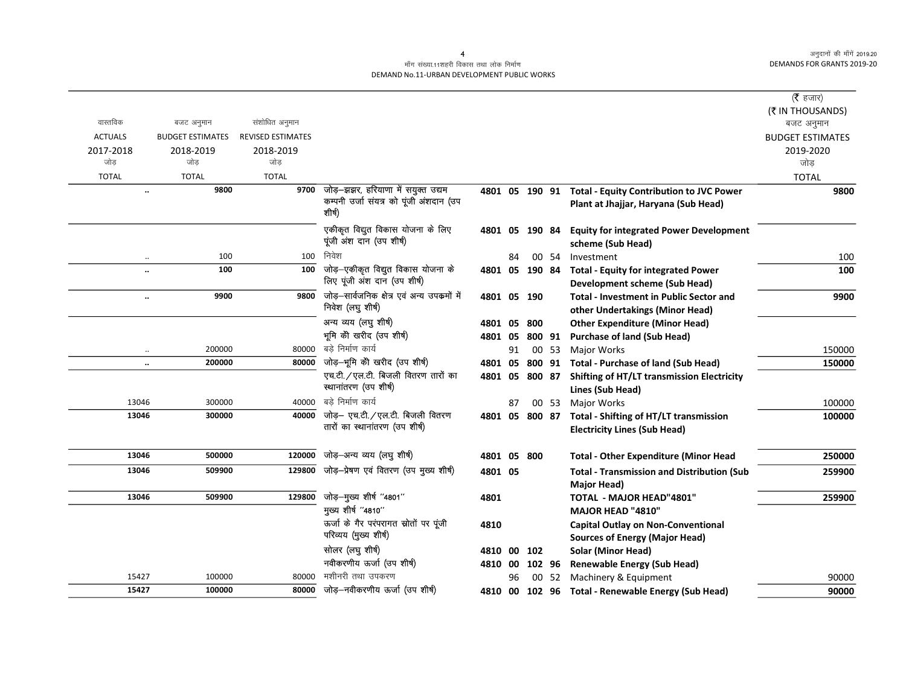माँग संख्या.11शहरी विकास तथा लोक निर्माण
DEMAND No.11-URBAN DEVELOPMENT PUBLIC WORKS

| वास्तविक ACTUALS 2017-2018 जोड़ TOTAL | बजट अनुमान BUDGET ESTIMATES 2018-2019 जोड़ TOTAL | संशोधित अनुमान REVISED ESTIMATES 2018-2019 जोड़ TOTAL | | | | (₹ हजार) (₹ IN THOUSANDS) बजट अनुमान BUDGET ESTIMATES 2019-2020 जोड़ TOTAL |
|---|---|---|---|---|---|---|
| .. | 9800 | 9700 | जोड़–झझर, हरियाणा में सयुक्त उद्यम कम्पनी उर्जा संयत्र को पूंजी अंशदान (उप शीर्ष) | 4801 05 190 91 | **Total - Equity Contribution to JVC Power Plant at Jhajjar, Haryana (Sub Head)** | 9800 |
| | | | एकीकृत विद्युत विकास योजना के लिए पूंजी अंश दान (उप शीर्ष) | 4801 05 190 84 | **Equity for integrated Power Development scheme (Sub Head)** | |
| .. | 100 | 100 | निवेश | 84 00 54 | Investment | 100 |
| .. | 100 | 100 | जोड़–एकीकृत विद्युत विकास योजना के लिए पूंजी अंश दान (उप शीर्ष) | 4801 05 190 84 | **Total - Equity for integrated Power Development scheme (Sub Head)** | 100 |
| .. | 9900 | 9800 | जोड़–सार्वजनिक क्षेत्र एवं अन्य उपक्रमों में निवेश (लघु शीर्ष) | 4801 05 190 | **Total - Investment in Public Sector and other Undertakings (Minor Head)** | 9900 |
| | | | अन्य व्यय (लघु शीर्ष) | 4801 05 800 | **Other Expenditure (Minor Head)** | |
| | | | भूमि की खरीद (उप शीर्ष) | 4801 05 800 91 | **Purchase of land (Sub Head)** | |
| .. | 200000 | 80000 | बड़े निर्माण कार्य | 91 00 53 | Major Works | 150000 |
| .. | 200000 | 80000 | जोड़–भूमि की खरीद (उप शीर्ष) | 4801 05 800 91 | **Total - Purchase of land (Sub Head)** | 150000 |
| | | | एच.टी./एल.टी. बिजली वितरण तारों का स्थानांतरण (उप शीर्ष) | 4801 05 800 87 | **Shifting of HT/LT transmission Electricity Lines (Sub Head)** | |
| 13046 | 300000 | 40000 | बड़े निर्माण कार्य | 87 00 53 | Major Works | 100000 |
| 13046 | 300000 | 40000 | जोड़– एच.टी./एल.टी. बिजली वितरण तारों का स्थानांतरण (उप शीर्ष) | 4801 05 800 87 | **Total - Shifting of HT/LT transmission Electricity Lines (Sub Head)** | 100000 |
| 13046 | 500000 | 120000 | जोड़–अन्य व्यय (लघु शीर्ष) | 4801 05 800 | **Total - Other Expenditure (Minor Head** | 250000 |
| 13046 | 509900 | 129800 | जोड़–प्रेषण एवं वितरण (उप मुख्य शीर्ष) | 4801 05 | **Total - Transmission and Distribution (Sub Major Head)** | 259900 |
| 13046 | 509900 | 129800 | जोड़–मुख्य शीर्ष "4801" | 4801 | **TOTAL - MAJOR HEAD"4801"** | 259900 |
| | | | मुख्य शीर्ष "4810" | | **MAJOR HEAD "4810"** | |
| | | | ऊर्जा के गैर परंपरागत स्रोतों पर पूंजी परिव्यय (मुख्य शीर्ष) | 4810 | **Capital Outlay on Non-Conventional Sources of Energy (Major Head)** | |
| | | | सोलर (लघु शीर्ष) | 4810 00 102 | **Solar (Minor Head)** | |
| | | | नवीकरणीय ऊर्जा (उप शीर्ष) | 4810 00 102 96 | **Renewable Energy (Sub Head)** | |
| 15427 | 100000 | 80000 | मशीनरी तथा उपकरण | 96 00 52 | Machinery & Equipment | 90000 |
| 15427 | 100000 | 80000 | जोड़–नवीकरणीय ऊर्जा (उप शीर्ष) | 4810 00 102 96 | **Total - Renewable Energy (Sub Head)** | 90000 |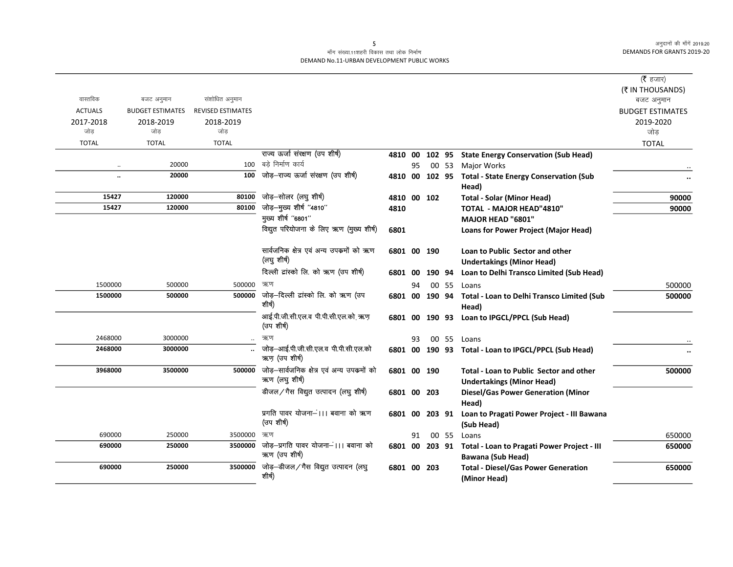मॉंग संख्या.11शहरी विकास तथा लोक निर्माण
DEMAND No.11-URBAN DEVELOPMENT PUBLIC WORKS

(₹ हजार)
(₹ IN THOUSANDS)

| वास्तविक ACTUALS 2017-2018 जोड़ TOTAL | बजट अनुमान BUDGET ESTIMATES 2018-2019 जोड़ TOTAL | संशोधित अनुमान REVISED ESTIMATES 2018-2019 जोड़ TOTAL | | | | | | | बजट अनुमान BUDGET ESTIMATES 2019-2020 जोड़ TOTAL |
|---|---|---|---|---|---|---|---|---|---|
| | | | राज्य ऊर्जा संरक्षण (उप शीर्ष) | 4810 | 00 | 102 | 95 | **State Energy Conservation (Sub Head)** | |
| .. | 20000 | 100 | बड़े निर्माण कार्य | | 95 | 00 | 53 | Major Works | .. |
| **..** | **20000** | **100** | जोड़–राज्य ऊर्जा संरक्षण (उप शीर्ष) | 4810 | 00 | 102 | 95 | **Total - State Energy Conservation (Sub Head)** | **..** |
| **15427** | **120000** | **80100** | जोड़–सोलर (लघु शीर्ष) | 4810 | 00 | 102 | | **Total - Solar (Minor Head)** | **90000** |
| **15427** | **120000** | **80100** | जोड़–मुख्य शीर्ष "4810" | 4810 | | | | **TOTAL - MAJOR HEAD"4810"** | **90000** |
| | | | मुख्य शीर्ष "6801" | | | | | **MAJOR HEAD "6801"** | |
| | | | विद्युत परियोजना के लिए ऋण (मुख्य शीर्ष) | 6801 | | | | **Loans for Power Project (Major Head)** | |
| | | | सार्वजनिक क्षेत्र एवं अन्य उपक्रमों को ऋण (लघु शीर्ष) | 6801 | 00 | 190 | | **Loan to Public Sector and other Undertakings (Minor Head)** | |
| | | | दिल्ली ट्रांस्को लि. को ऋण (उप शीर्ष) | 6801 | 00 | 190 | 94 | **Loan to Delhi Transco Limited (Sub Head)** | |
| 1500000 | 500000 | 500000 | ऋण | | 94 | 00 | 55 | Loans | 500000 |
| **1500000** | **500000** | **500000** | जोड़–दिल्ली ट्रांस्को लि. को ऋण (उप शीर्ष) | 6801 | 00 | 190 | 94 | **Total - Loan to Delhi Transco Limited (Sub Head)** | **500000** |
| | | | आई.पी.जी.सी.एल.व पी.पी.सी.एल.को. ऋण (उप शीर्ष) | 6801 | 00 | 190 | 93 | **Loan to IPGCL/PPCL (Sub Head)** | |
| 2468000 | 3000000 | .. | ऋण | | 93 | 00 | 55 | Loans | .. |
| **2468000** | **3000000** | **..** | जोड़–आई.पी.जी.सी.एल.व पी.पी.सी.एल.को ऋण (उप शीर्ष) | 6801 | 00 | 190 | 93 | **Total - Loan to IPGCL/PPCL (Sub Head)** | **..** |
| **3968000** | **3500000** | **500000** | जोड़–सार्वजनिक क्षेत्र एवं अन्य उपक्रमों को ऋण (लघु शीर्ष) | 6801 | 00 | 190 | | **Total - Loan to Public Sector and other Undertakings (Minor Head)** | **500000** |
| | | | डीजल/गैस विद्युत उत्पादन (लघु शीर्ष) | 6801 | 00 | 203 | | **Diesel/Gas Power Generation (Minor Head)** | |
| | | | प्रगति पावर योजना–।।। बवाना को ऋण (उप शीर्ष) | 6801 | 00 | 203 | 91 | **Loan to Pragati Power Project - III Bawana (Sub Head)** | |
| 690000 | 250000 | 3500000 | ऋण | | 91 | 00 | 55 | Loans | 650000 |
| **690000** | **250000** | **3500000** | जोड़–प्रगति पावर योजना–।।। बवाना को ऋण (उप शीर्ष) | 6801 | 00 | 203 | 91 | **Total - Loan to Pragati Power Project - III Bawana (Sub Head)** | **650000** |
| **690000** | **250000** | **3500000** | जोड़–डीजल/गैस विद्युत उत्पादन (लघु शीर्ष) | 6801 | 00 | 203 | | **Total - Diesel/Gas Power Generation (Minor Head)** | **650000** |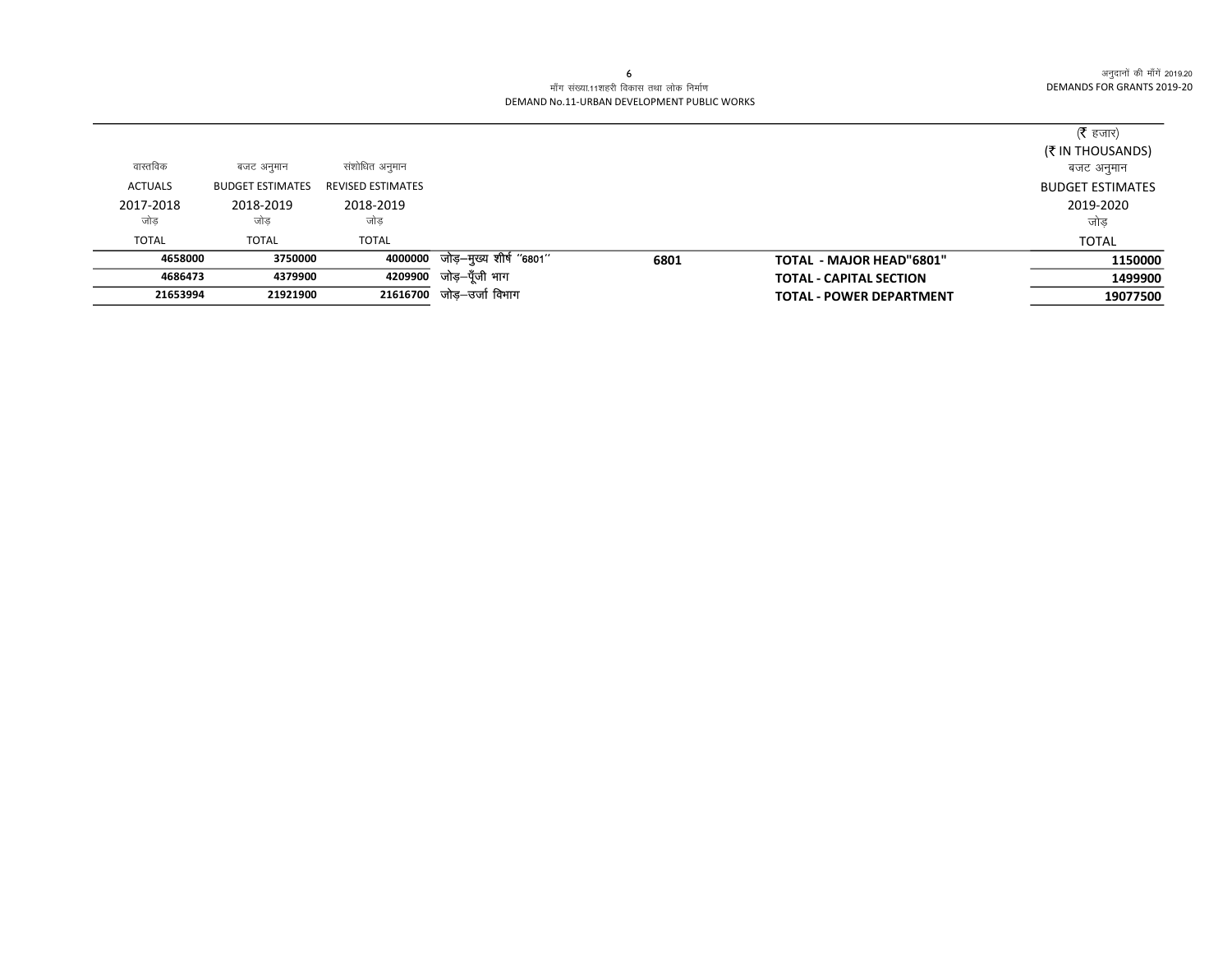माँग संख्या.11शहरी विकास तथा लोक निर्माण

DEMAND No.11-URBAN DEVELOPMENT PUBLIC WORKS

| वास्तविक ACTUALS 2017-2018 जोड़ TOTAL | बजट अनुमान BUDGET ESTIMATES 2018-2019 जोड़ TOTAL | संशोधित अनुमान REVISED ESTIMATES 2018-2019 जोड़ TOTAL | | | | (₹ हजार) (₹ IN THOUSANDS) बजट अनुमान BUDGET ESTIMATES 2019-2020 जोड़ TOTAL |
|---|---|---|---|---|---|---|
| **4658000** | **3750000** | **4000000** | जोड़–मुख्य शीर्ष ''6801'' | **6801** | **TOTAL - MAJOR HEAD"6801"** | **1150000** |
| **4686473** | **4379900** | **4209900** | जोड़–पूँजी भाग | | **TOTAL - CAPITAL SECTION** | **1499900** |
| **21653994** | **21921900** | **21616700** | जोड़–उर्जा विभाग | | **TOTAL - POWER DEPARTMENT** | **19077500** |